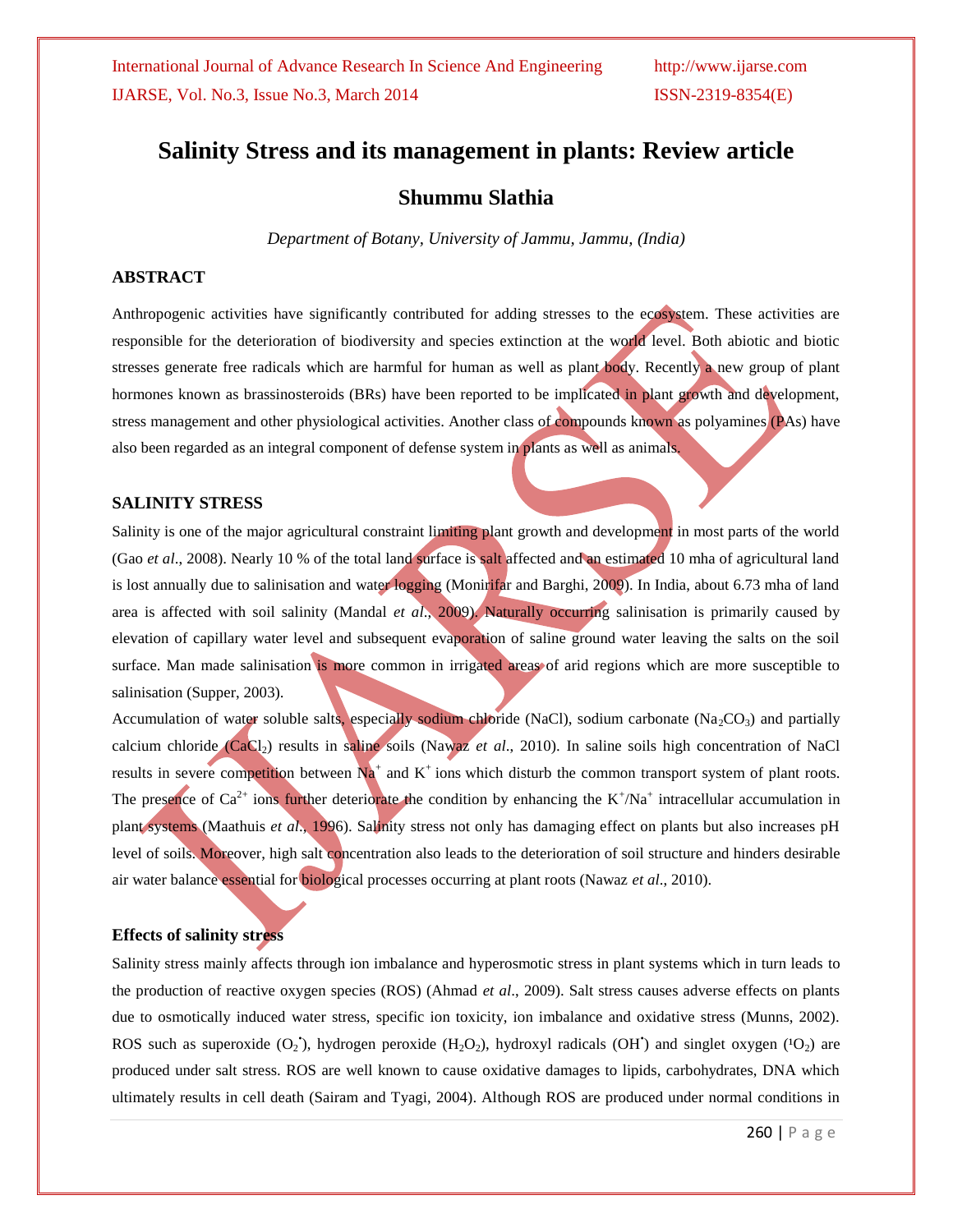# Salinity Stress and its management in plants: Review article

## Shummu Slathia

*Department of Botany, University of Jammu, Jammu, (India)*

### ABSTRACT

Anthropogenic activities have significantly contributed for adding stresses to the ecosystem. These activities are responsible for the deterioration of biodiversity and species extinction at the world level. Both abiotic and biotic stresses generate free radicals which are harmful for human as well as plant body. Recently a new group of plant hormones known as brassinosteroids (BRs) have been reported to be implicated in plant growth and development, stress management and other physiological activities. Another class of compounds known as polyamines (PAs) have also been regarded as an integral component of defense system in plants as well as animals.

### SALINITY STRESS

Salinity is one of the major agricultural constraint limiting plant growth and development in most parts of the world (Gao *et al*., 2008). Nearly 10 % of the total land surface is salt affected and an estimated 10 mha of agricultural land is lost annually due to salinisation and water logging (Monirifar and Barghi, 2009). In India, about 6.73 mha of land area is affected with soil salinity (Mandal *et al*., 2009). Naturally occurring salinisation is primarily caused by elevation of capillary water level and subsequent evaporation of saline ground water leaving the salts on the soil surface. Man made salinisation is more common in irrigated areas of arid regions which are more susceptible to salinisation (Supper, 2003).

Accumulation of water soluble salts, especially sodium chloride (NaCl), sodium carbonate ($Na_2CO_3$) and partially calcium chloride ($CaCl_2$) results in saline soils (Nawaz *et al*., 2010). In saline soils high concentration of NaCl results in severe competition between $Na^+$ and $K^+$ ions which disturb the common transport system of plant roots. The presence of $Ca^{2+}$ ions further deteriorate the condition by enhancing the $K^+/Na^+$ intracellular accumulation in plant systems (Maathuis *et al*., 1996). Salinity stress not only has damaging effect on plants but also increases pH level of soils. Moreover, high salt concentration also leads to the deterioration of soil structure and hinders desirable air water balance essential for biological processes occurring at plant roots (Nawaz *et al*., 2010).

### Effects of salinity stress

Salinity stress mainly affects through ion imbalance and hyperosmotic stress in plant systems which in turn leads to the production of reactive oxygen species (ROS) (Ahmad *et al*., 2009). Salt stress causes adverse effects on plants due to osmotically induced water stress, specific ion toxicity, ion imbalance and oxidative stress (Munns, 2002). ROS such as superoxide ($O_2^{\bullet}$), hydrogen peroxide ($H_2O_2$), hydroxyl radicals ($OH^{\bullet}$) and singlet oxygen ($^1O_2$) are produced under salt stress. ROS are well known to cause oxidative damages to lipids, carbohydrates, DNA which ultimately results in cell death (Sairam and Tyagi, 2004). Although ROS are produced under normal conditions in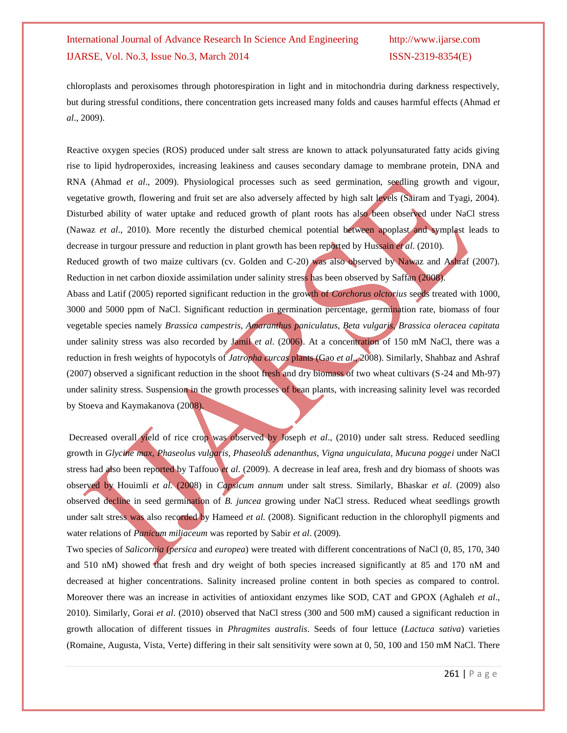chloroplasts and peroxisomes through photorespiration in light and in mitochondria during darkness respectively, but during stressful conditions, there concentration gets increased many folds and causes harmful effects (Ahmad *et al*., 2009).

Reactive oxygen species (ROS) produced under salt stress are known to attack polyunsaturated fatty acids giving rise to lipid hydroperoxides, increasing leakiness and causes secondary damage to membrane protein, DNA and RNA (Ahmad *et al*., 2009). Physiological processes such as seed germination, seedling growth and vigour, vegetative growth, flowering and fruit set are also adversely affected by high salt levels (Sairam and Tyagi, 2004). Disturbed ability of water uptake and reduced growth of plant roots has also been observed under NaCl stress (Nawaz *et al*., 2010). More recently the disturbed chemical potential between apoplast and symplast leads to decrease in turgour pressure and reduction in plant growth has been reported by Hussain *et al.* (2010).

Reduced growth of two maize cultivars (cv. Golden and C-20) was also observed by Nawaz and Ashraf (2007). Reduction in net carbon dioxide assimilation under salinity stress has been observed by Saffan (2008).

Abass and Latif (2005) reported significant reduction in the growth of *Corchorus olctorius* seeds treated with 1000, 3000 and 5000 ppm of NaCl. Significant reduction in germination percentage, germination rate, biomass of four vegetable species namely *Brassica campestris, Amaranthus paniculatus, Beta vulgaris, Brassica oleracea capitata* under salinity stress was also recorded by Jamil *et al*. (2006). At a concentration of 150 mM NaCl, there was a reduction in fresh weights of hypocotyls of *Jatropha curcas* plants (Gao *et al*., 2008). Similarly, Shahbaz and Ashraf (2007) observed a significant reduction in the shoot fresh and dry biomass of two wheat cultivars (S-24 and Mh-97) under salinity stress. Suspension in the growth processes of bean plants, with increasing salinity level was recorded by Stoeva and Kaymakanova (2008).

Decreased overall yield of rice crop was observed by Joseph *et al*., (2010) under salt stress. Reduced seedling growth in *Glycine max, Phaseolus vulgaris, Phaseolus adenanthus, Vigna unguiculata, Mucuna poggei* under NaCl stress had also been reported by Taffouo *et al.* (2009). A decrease in leaf area, fresh and dry biomass of shoots was observed by Houimli *et al.* (2008) in *Capsicum annum* under salt stress. Similarly, Bhaskar *et al*. (2009) also observed decline in seed germination of *B. juncea* growing under NaCl stress. Reduced wheat seedlings growth under salt stress was also recorded by Hameed *et al.* (2008). Significant reduction in the chlorophyll pigments and water relations of *Panicum miliaceum* was reported by Sabir *et al*. (2009).

Two species of *Salicornia* (*persica* and *europea*) were treated with different concentrations of NaCl (0, 85, 170, 340 and 510 nM) showed that fresh and dry weight of both species increased significantly at 85 and 170 nM and decreased at higher concentrations. Salinity increased proline content in both species as compared to control. Moreover there was an increase in activities of antioxidant enzymes like SOD, CAT and GPOX (Aghaleh *et al*., 2010). Similarly, Gorai *et al*. (2010) observed that NaCl stress (300 and 500 mM) caused a significant reduction in growth allocation of different tissues in *Phragmites australis*. Seeds of four lettuce (*Lactuca sativa*) varieties (Romaine, Augusta, Vista, Verte) differing in their salt sensitivity were sown at 0, 50, 100 and 150 mM NaCl. There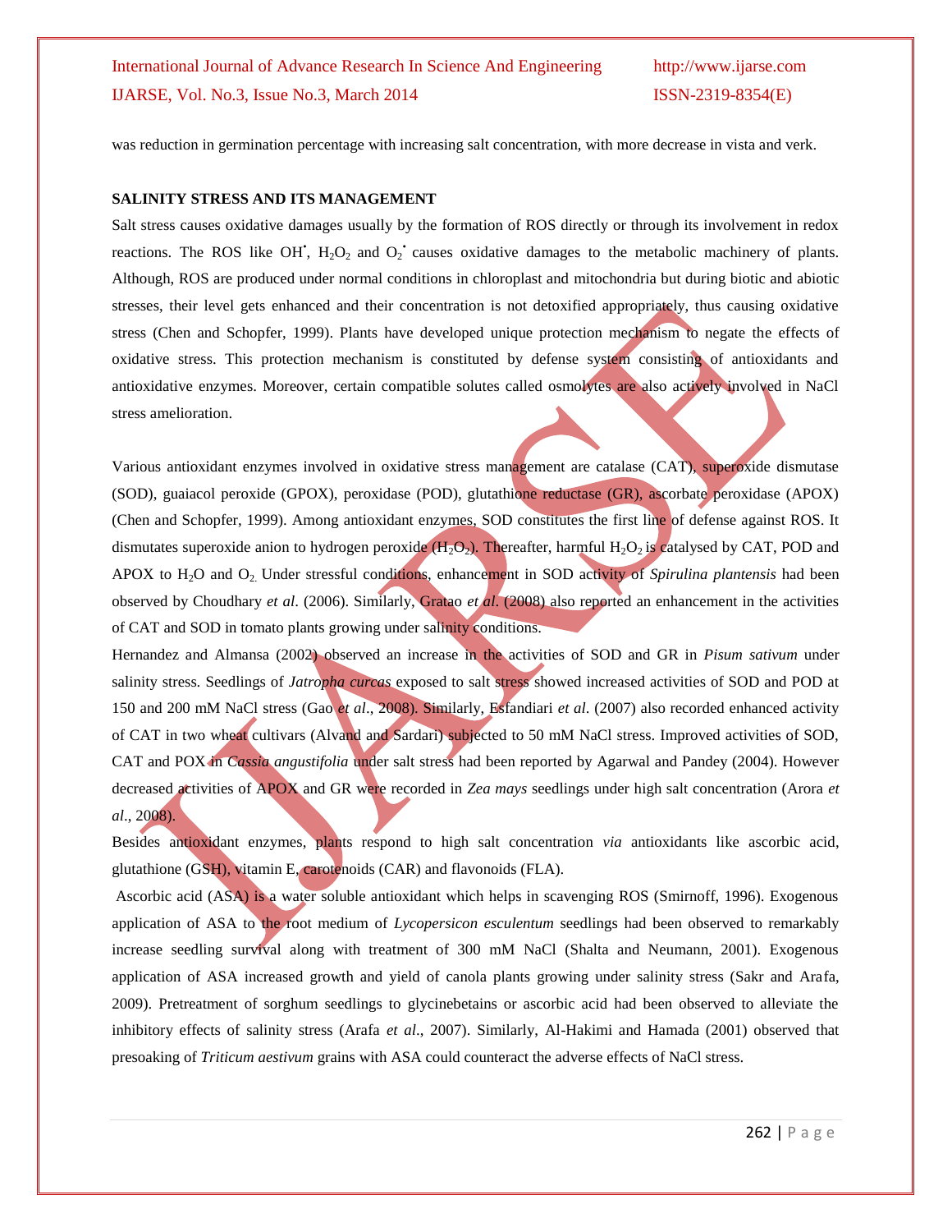was reduction in germination percentage with increasing salt concentration, with more decrease in vista and verk.

**SALINITY STRESS AND ITS MANAGEMENT**

Salt stress causes oxidative damages usually by the formation of ROS directly or through its involvement in redox reactions. The ROS like $OH^{\bullet}$, $H_2O_2$ and $O_2^{\bullet}$ causes oxidative damages to the metabolic machinery of plants. Although, ROS are produced under normal conditions in chloroplast and mitochondria but during biotic and abiotic stresses, their level gets enhanced and their concentration is not detoxified appropriately, thus causing oxidative stress (Chen and Schopfer, 1999). Plants have developed unique protection mechanism to negate the effects of oxidative stress. This protection mechanism is constituted by defense system consisting of antioxidants and antioxidative enzymes. Moreover, certain compatible solutes called osmolytes are also actively involved in NaCl stress amelioration.

Various antioxidant enzymes involved in oxidative stress management are catalase (CAT), superoxide dismutase (SOD), guaiacol peroxide (GPOX), peroxidase (POD), glutathione reductase (GR), ascorbate peroxidase (APOX) (Chen and Schopfer, 1999). Among antioxidant enzymes, SOD constitutes the first line of defense against ROS. It dismutates superoxide anion to hydrogen peroxide ($H_2O_2$). Thereafter, harmful $H_2O_2$ is catalysed by CAT, POD and APOX to $H_2O$ and $O_2$. Under stressful conditions, enhancement in SOD activity of *Spirulina plantensis* had been observed by Choudhary *et al*. (2006). Similarly, Gratao *et al*. (2008) also reported an enhancement in the activities of CAT and SOD in tomato plants growing under salinity conditions.

Hernandez and Almansa (2002) observed an increase in the activities of SOD and GR in *Pisum sativum* under salinity stress. Seedlings of *Jatropha curcas* exposed to salt stress showed increased activities of SOD and POD at 150 and 200 mM NaCl stress (Gao *et al*., 2008). Similarly, Esfandiari *et al*. (2007) also recorded enhanced activity of CAT in two wheat cultivars (Alvand and Sardari) subjected to 50 mM NaCl stress. Improved activities of SOD, CAT and POX in *Cassia angustifolia* under salt stress had been reported by Agarwal and Pandey (2004). However decreased activities of APOX and GR were recorded in *Zea mays* seedlings under high salt concentration (Arora *et al*., 2008).

Besides antioxidant enzymes, plants respond to high salt concentration *via* antioxidants like ascorbic acid, glutathione (GSH), vitamin E, carotenoids (CAR) and flavonoids (FLA).

Ascorbic acid (ASA) is a water soluble antioxidant which helps in scavenging ROS (Smirnoff, 1996). Exogenous application of ASA to the root medium of *Lycopersicon esculentum* seedlings had been observed to remarkably increase seedling survival along with treatment of 300 mM NaCl (Shalta and Neumann, 2001). Exogenous application of ASA increased growth and yield of canola plants growing under salinity stress (Sakr and Arafa, 2009). Pretreatment of sorghum seedlings to glycinebetains or ascorbic acid had been observed to alleviate the inhibitory effects of salinity stress (Arafa *et al*., 2007). Similarly, Al-Hakimi and Hamada (2001) observed that presoaking of *Triticum aestivum* grains with ASA could counteract the adverse effects of NaCl stress.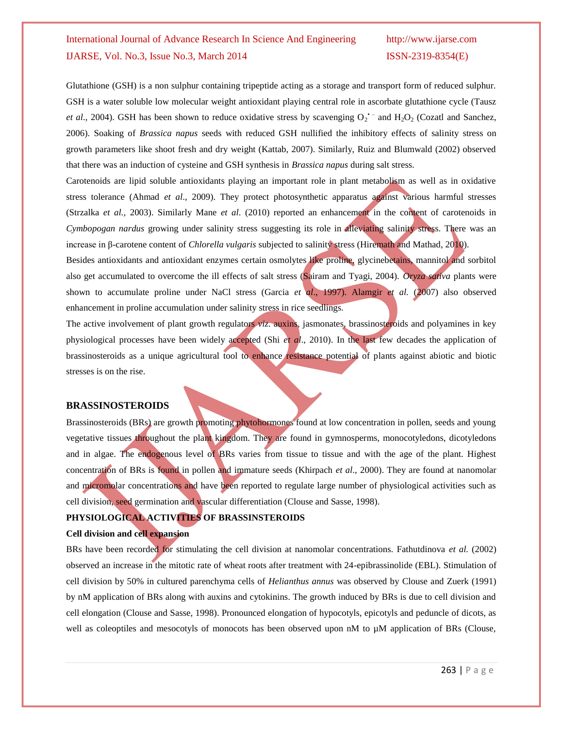Glutathione (GSH) is a non sulphur containing tripeptide acting as a storage and transport form of reduced sulphur. GSH is a water soluble low molecular weight antioxidant playing central role in ascorbate glutathione cycle (Tausz *et al*., 2004). GSH has been shown to reduce oxidative stress by scavenging $O_2^{\bullet -}$ and $H_2O_2$ (Cozatl and Sanchez, 2006). Soaking of *Brassica napus* seeds with reduced GSH nullified the inhibitory effects of salinity stress on growth parameters like shoot fresh and dry weight (Kattab, 2007). Similarly, Ruiz and Blumwald (2002) observed that there was an induction of cysteine and GSH synthesis in *Brassica napus* during salt stress.

Carotenoids are lipid soluble antioxidants playing an important role in plant metabolism as well as in oxidative stress tolerance (Ahmad *et al*., 2009). They protect photosynthetic apparatus against various harmful stresses (Strzalka *et al.,* 2003). Similarly Mane *et al.* (2010) reported an enhancement in the content of carotenoids in *Cymbopogan nardus* growing under salinity stress suggesting its role in alleviating salinity stress. There was an increase in β-carotene content of *Chlorella vulgaris* subjected to salinity stress (Hiremath and Mathad, 2010).

Besides antioxidants and antioxidant enzymes certain osmolytes like proline, glycinebetains, mannitol and sorbitol also get accumulated to overcome the ill effects of salt stress (Sairam and Tyagi, 2004). *Oryza sativa* plants were shown to accumulate proline under NaCl stress (Garcia *et al*., 1997). Alamgir *et al.* (2007) also observed enhancement in proline accumulation under salinity stress in rice seedlings.

The active involvement of plant growth regulators *viz.* auxins, jasmonates, brassinosteroids and polyamines in key physiological processes have been widely accepted (Shi *et al*., 2010). In the last few decades the application of brassinosteroids as a unique agricultural tool to enhance resistance potential of plants against abiotic and biotic stresses is on the rise.

## BRASSINOSTEROIDS

Brassinosteroids (BRs) are growth promoting phytohormones found at low concentration in pollen, seeds and young vegetative tissues throughout the plant kingdom. They are found in gymnosperms, monocotyledons, dicotyledons and in algae. The endogenous level of BRs varies from tissue to tissue and with the age of the plant. Highest concentration of BRs is found in pollen and immature seeds (Khirpach *et al*., 2000). They are found at nanomolar and micromolar concentrations and have been reported to regulate large number of physiological activities such as cell division, seed germination and vascular differentiation (Clouse and Sasse, 1998).

## PHYSIOLOGICAL ACTIVITIES OF BRASSINSTEROIDS

### Cell division and cell expansion

BRs have been recorded for stimulating the cell division at nanomolar concentrations. Fathutdinova *et al.* (2002) observed an increase in the mitotic rate of wheat roots after treatment with 24-epibrassinolide (EBL). Stimulation of cell division by 50% in cultured parenchyma cells of *Helianthus annus* was observed by Clouse and Zuerk (1991) by nM application of BRs along with auxins and cytokinins. The growth induced by BRs is due to cell division and cell elongation (Clouse and Sasse, 1998). Pronounced elongation of hypocotyls, epicotyls and peduncle of dicots, as well as coleoptiles and mesocotyls of monocots has been observed upon nM to µM application of BRs (Clouse,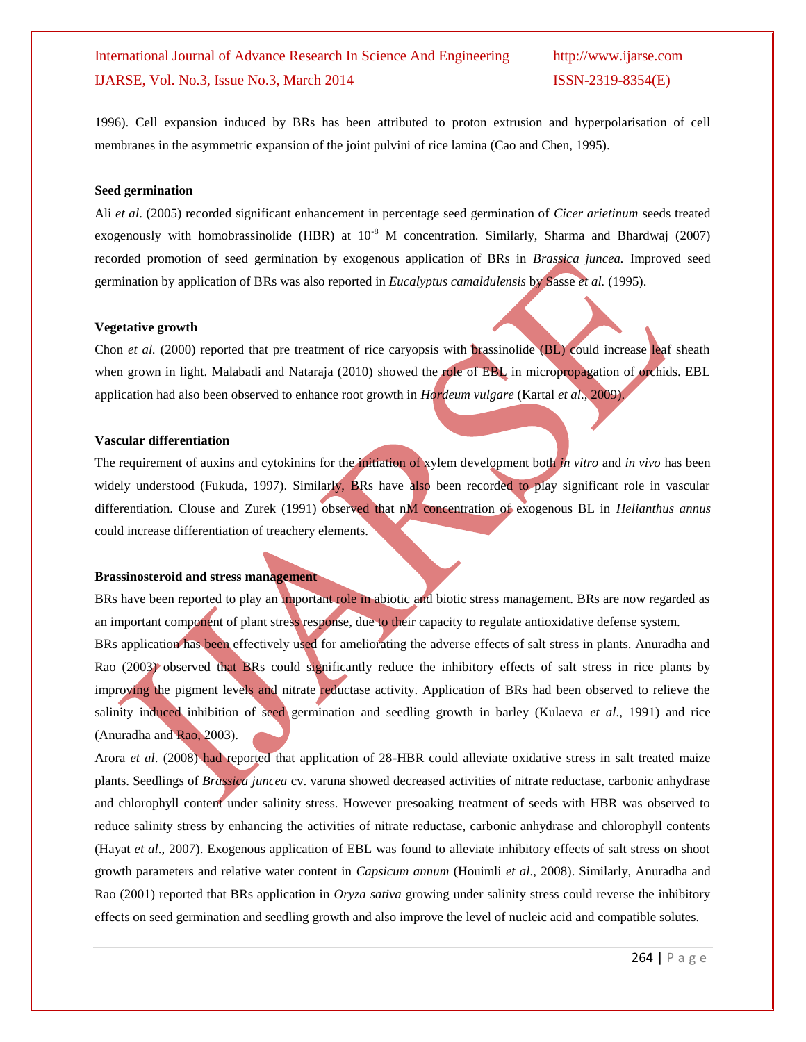1996). Cell expansion induced by BRs has been attributed to proton extrusion and hyperpolarisation of cell membranes in the asymmetric expansion of the joint pulvini of rice lamina (Cao and Chen, 1995).

**Seed germination**

Ali *et al*. (2005) recorded significant enhancement in percentage seed germination of *Cicer arietinum* seeds treated exogenously with homobrassinolide (HBR) at $10^{-8}$ M concentration. Similarly, Sharma and Bhardwaj (2007) recorded promotion of seed germination by exogenous application of BRs in *Brassica juncea.* Improved seed germination by application of BRs was also reported in *Eucalyptus camaldulensis* by Sasse *et al.* (1995).

**Vegetative growth**

Chon *et al.* (2000) reported that pre treatment of rice caryopsis with brassinolide (BL) could increase leaf sheath when grown in light. Malabadi and Nataraja (2010) showed the role of EBL in micropropagation of orchids. EBL application had also been observed to enhance root growth in *Hordeum vulgare* (Kartal *et al*., 2009).

**Vascular differentiation**

The requirement of auxins and cytokinins for the initiation of xylem development both *in vitro* and *in vivo* has been widely understood (Fukuda, 1997). Similarly, BRs have also been recorded to play significant role in vascular differentiation. Clouse and Zurek (1991) observed that nM concentration of exogenous BL in *Helianthus annus* could increase differentiation of treachery elements.

**Brassinosteroid and stress management**

BRs have been reported to play an important role in abiotic and biotic stress management. BRs are now regarded as an important component of plant stress response, due to their capacity to regulate antioxidative defense system.

BRs application has been effectively used for ameliorating the adverse effects of salt stress in plants. Anuradha and Rao (2003) observed that BRs could significantly reduce the inhibitory effects of salt stress in rice plants by improving the pigment levels and nitrate reductase activity. Application of BRs had been observed to relieve the salinity induced inhibition of seed germination and seedling growth in barley (Kulaeva *et al*., 1991) and rice (Anuradha and Rao, 2003).

Arora *et al*. (2008) had reported that application of 28-HBR could alleviate oxidative stress in salt treated maize plants. Seedlings of *Brassica juncea* cv. varuna showed decreased activities of nitrate reductase, carbonic anhydrase and chlorophyll content under salinity stress. However presoaking treatment of seeds with HBR was observed to reduce salinity stress by enhancing the activities of nitrate reductase, carbonic anhydrase and chlorophyll contents (Hayat *et al*., 2007). Exogenous application of EBL was found to alleviate inhibitory effects of salt stress on shoot growth parameters and relative water content in *Capsicum annum* (Houimli *et al*., 2008). Similarly, Anuradha and Rao (2001) reported that BRs application in *Oryza sativa* growing under salinity stress could reverse the inhibitory effects on seed germination and seedling growth and also improve the level of nucleic acid and compatible solutes.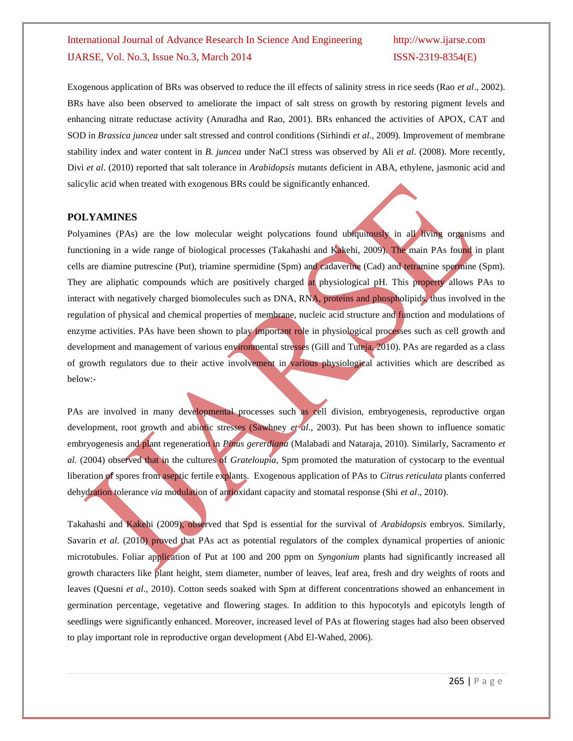Exogenous application of BRs was observed to reduce the ill effects of salinity stress in rice seeds (Rao *et al*., 2002). BRs have also been observed to ameliorate the impact of salt stress on growth by restoring pigment levels and enhancing nitrate reductase activity (Anuradha and Rao, 2001). BRs enhanced the activities of APOX, CAT and SOD in *Brassica juncea* under salt stressed and control conditions (Sirhindi *et al.,* 2009). Improvement of membrane stability index and water content in *B. juncea* under NaCl stress was observed by Ali *et al*. (2008). More recently, Divi *et al*. (2010) reported that salt tolerance in *Arabidopsis* mutants deficient in ABA, ethylene, jasmonic acid and salicylic acid when treated with exogenous BRs could be significantly enhanced.

## POLYAMINES

Polyamines (PAs) are the low molecular weight polycations found ubiquitously in all living organisms and functioning in a wide range of biological processes (Takahashi and Kakehi, 2009). The main PAs found in plant cells are diamine putrescine (Put), triamine spermidine (Spm) and cadaverine (Cad) and tetramine spermine (Spm). They are aliphatic compounds which are positively charged at physiological pH. This property allows PAs to interact with negatively charged biomolecules such as DNA, RNA, proteins and phospholipids, thus involved in the regulation of physical and chemical properties of membrane, nucleic acid structure and function and modulations of enzyme activities. PAs have been shown to play important role in physiological processes such as cell growth and development and management of various environmental stresses (Gill and Tuteja, 2010). PAs are regarded as a class of growth regulators due to their active involvement in various physiological activities which are described as below:-

PAs are involved in many developmental processes such as cell division, embryogenesis, reproductive organ development, root growth and abiotic stresses (Sawhney *et al*., 2003). Put has been shown to influence somatic embryogenesis and plant regeneration in *Pinus gererdiana* (Malabadi and Nataraja, 2010). Similarly, Sacramento *et al.* (2004) observed that in the cultures of *Grateloupia*, Spm promoted the maturation of cystocarp to the eventual liberation of spores from aseptic fertile explants. Exogenous application of PAs to *Citrus reticulata* plants conferred dehydration tolerance *via* modulation of antioxidant capacity and stomatal response (Shi *et al*., 2010).

Takahashi and Kakehi (2009), observed that Spd is essential for the survival of *Arabidopsis* embryos. Similarly, Savarin *et al*. (2010) proved that PAs act as potential regulators of the complex dynamical properties of anionic microtubules. Foliar application of Put at 100 and 200 ppm on *Syngonium* plants had significantly increased all growth characters like plant height, stem diameter, number of leaves, leaf area, fresh and dry weights of roots and leaves (Quesni *et al*., 2010). Cotton seeds soaked with Spm at different concentrations showed an enhancement in germination percentage, vegetative and flowering stages. In addition to this hypocotyls and epicotyls length of seedlings were significantly enhanced. Moreover, increased level of PAs at flowering stages had also been observed to play important role in reproductive organ development (Abd El-Wahed, 2006).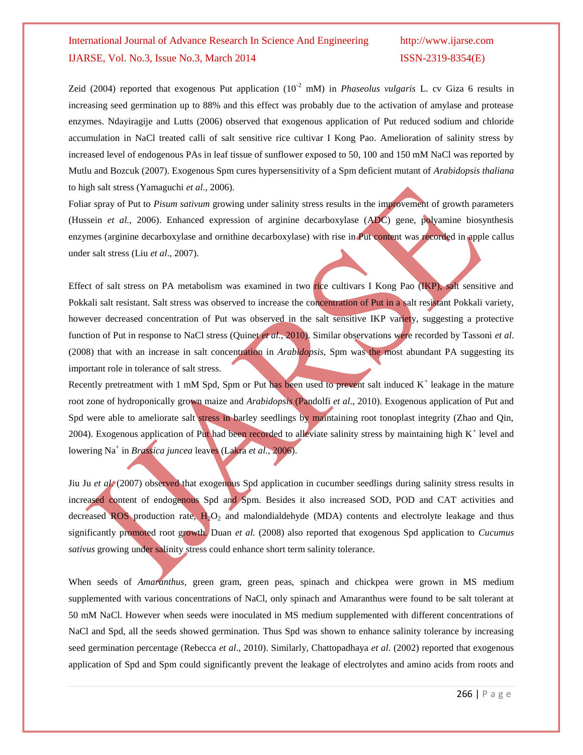Zeid (2004) reported that exogenous Put application ($10^{-2}$ mM) in *Phaseolus vulgaris* L. cv Giza 6 results in increasing seed germination up to 88% and this effect was probably due to the activation of amylase and protease enzymes. Ndayiragije and Lutts (2006) observed that exogenous application of Put reduced sodium and chloride accumulation in NaCl treated calli of salt sensitive rice cultivar I Kong Pao. Amelioration of salinity stress by increased level of endogenous PAs in leaf tissue of sunflower exposed to 50, 100 and 150 mM NaCl was reported by Mutlu and Bozcuk (2007). Exogenous Spm cures hypersensitivity of a Spm deficient mutant of *Arabidopsis thaliana* to high salt stress (Yamaguchi *et al*., 2006).

Foliar spray of Put to *Pisum sativum* growing under salinity stress results in the improvement of growth parameters (Hussein *et al.,* 2006). Enhanced expression of arginine decarboxylase (ADC) gene, polyamine biosynthesis enzymes (arginine decarboxylase and ornithine decarboxylase) with rise in Put content was recorded in apple callus under salt stress (Liu *et al*., 2007).

Effect of salt stress on PA metabolism was examined in two rice cultivars I Kong Pao (IKP), salt sensitive and Pokkali salt resistant. Salt stress was observed to increase the concentration of Put in a salt resistant Pokkali variety, however decreased concentration of Put was observed in the salt sensitive IKP variety, suggesting a protective function of Put in response to NaCl stress (Quinet *et al*., 2010). Similar observations were recorded by Tassoni *et al*. (2008) that with an increase in salt concentration in *Arabidopsis*, Spm was the most abundant PA suggesting its important role in tolerance of salt stress.

Recently pretreatment with 1 mM Spd, Spm or Put has been used to prevent salt induced $K^+$ leakage in the mature root zone of hydroponically grown maize and *Arabidopsis* (Pandolfi *et al*., 2010). Exogenous application of Put and Spd were able to ameliorate salt stress in barley seedlings by maintaining root tonoplast integrity (Zhao and Qin, 2004). Exogenous application of Put had been recorded to alleviate salinity stress by maintaining high $K^+$ level and lowering $Na^+$ in *Brassica juncea* leaves (Lakra *et al.,* 2006).

Jiu Ju *et al.* (2007) observed that exogenous Spd application in cucumber seedlings during salinity stress results in increased content of endogenous Spd and Spm. Besides it also increased SOD, POD and CAT activities and decreased ROS production rate, $H_2O_2$ and malondialdehyde (MDA) contents and electrolyte leakage and thus significantly promoted root growth. Duan *et al.* (2008) also reported that exogenous Spd application to *Cucumus sativus* growing under salinity stress could enhance short term salinity tolerance.

When seeds of *Amaranthus*, green gram, green peas, spinach and chickpea were grown in MS medium supplemented with various concentrations of NaCl, only spinach and Amaranthus were found to be salt tolerant at 50 mM NaCl. However when seeds were inoculated in MS medium supplemented with different concentrations of NaCl and Spd, all the seeds showed germination. Thus Spd was shown to enhance salinity tolerance by increasing seed germination percentage (Rebecca *et al*., 2010). Similarly, Chattopadhaya *et al*. (2002) reported that exogenous application of Spd and Spm could significantly prevent the leakage of electrolytes and amino acids from roots and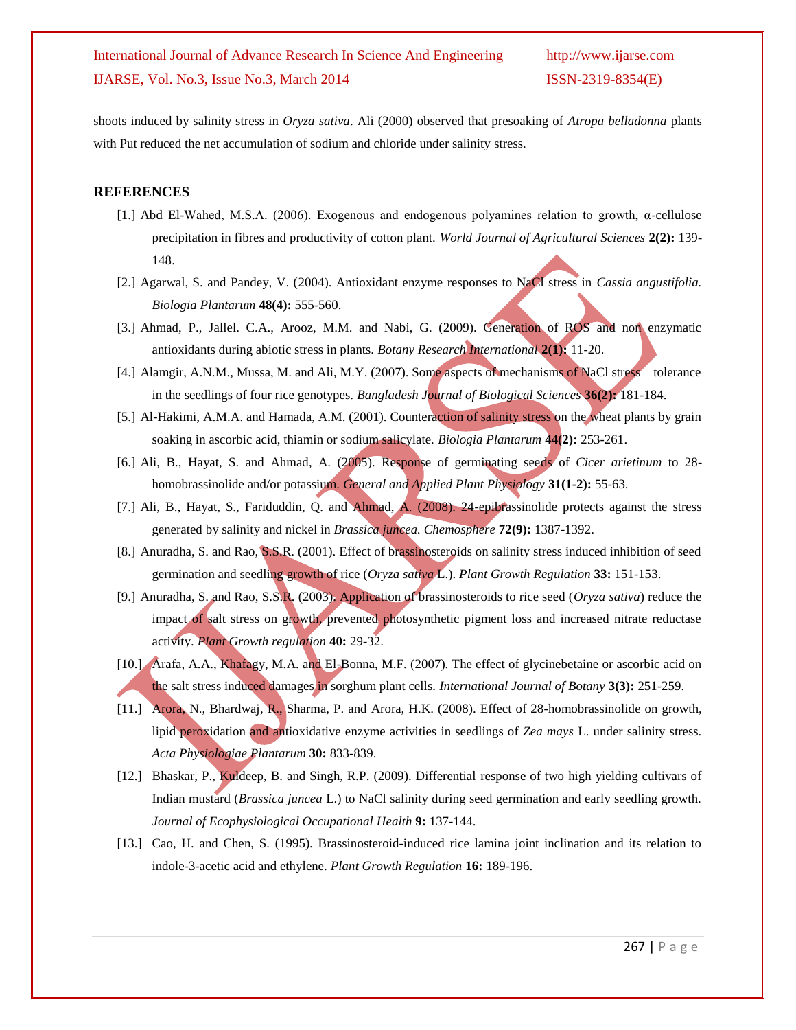shoots induced by salinity stress in *Oryza sativa*. Ali (2000) observed that presoaking of *Atropa belladonna* plants with Put reduced the net accumulation of sodium and chloride under salinity stress.

## REFERENCES

[1.] Abd El-Wahed, M.S.A. (2006). Exogenous and endogenous polyamines relation to growth, α-cellulose precipitation in fibres and productivity of cotton plant. *World Journal of Agricultural Sciences* **2(2):** 139-148.

[2.] Agarwal, S. and Pandey, V. (2004). Antioxidant enzyme responses to NaCl stress in *Cassia angustifolia. Biologia Plantarum* **48(4):** 555-560.

[3.] Ahmad, P., Jallel. C.A., Arooz, M.M. and Nabi, G. (2009). Generation of ROS and non enzymatic antioxidants during abiotic stress in plants. *Botany Research International* **2(1):** 11-20.

[4.] Alamgir, A.N.M., Mussa, M. and Ali, M.Y. (2007). Some aspects of mechanisms of NaCl stress tolerance in the seedlings of four rice genotypes. *Bangladesh Journal of Biological Sciences* **36(2):** 181-184.

[5.] Al-Hakimi, A.M.A. and Hamada, A.M. (2001). Counteraction of salinity stress on the wheat plants by grain soaking in ascorbic acid, thiamin or sodium salicylate. *Biologia Plantarum* **44(2):** 253-261.

[6.] Ali, B., Hayat, S. and Ahmad, A. (2005). Response of germinating seeds of *Cicer arietinum* to 28-homobrassinolide and/or potassium. *General and Applied Plant Physiology* **31(1-2):** 55-63.

[7.] Ali, B., Hayat, S., Fariduddin, Q. and Ahmad, A. (2008). 24-epibrassinolide protects against the stress generated by salinity and nickel in *Brassica juncea. Chemosphere* **72(9):** 1387-1392.

[8.] Anuradha, S. and Rao, S.S.R. (2001). Effect of brassinosteroids on salinity stress induced inhibition of seed germination and seedling growth of rice (*Oryza sativa* L.). *Plant Growth Regulation* **33:** 151-153.

[9.] Anuradha, S. and Rao, S.S.R. (2003). Application of brassinosteroids to rice seed (*Oryza sativa*) reduce the impact of salt stress on growth, prevented photosynthetic pigment loss and increased nitrate reductase activity. *Plant Growth regulation* **40:** 29-32.

[10.] Arafa, A.A., Khafagy, M.A. and El-Bonna, M.F. (2007). The effect of glycinebetaine or ascorbic acid on the salt stress induced damages in sorghum plant cells. *International Journal of Botany* **3(3):** 251-259.

[11.] Arora, N., Bhardwaj, R., Sharma, P. and Arora, H.K. (2008). Effect of 28-homobrassinolide on growth, lipid peroxidation and antioxidative enzyme activities in seedlings of *Zea mays* L. under salinity stress. *Acta Physiologiae Plantarum* **30:** 833-839.

[12.] Bhaskar, P., Kuldeep, B. and Singh, R.P. (2009). Differential response of two high yielding cultivars of Indian mustard (*Brassica juncea* L.) to NaCl salinity during seed germination and early seedling growth. *Journal of Ecophysiological Occupational Health* **9:** 137-144.

[13.] Cao, H. and Chen, S. (1995). Brassinosteroid-induced rice lamina joint inclination and its relation to indole-3-acetic acid and ethylene. *Plant Growth Regulation* **16:** 189-196.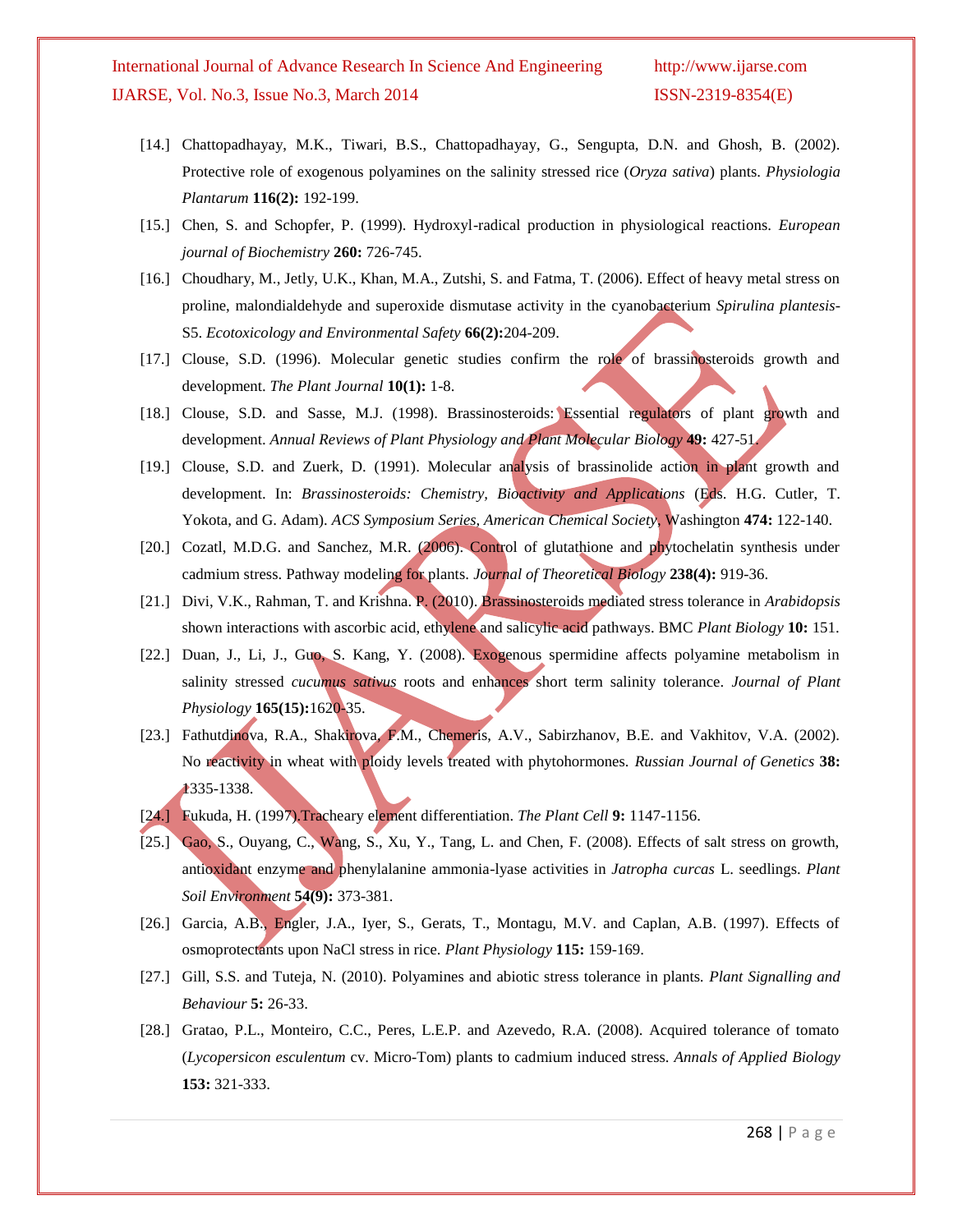[14.] Chattopadhayay, M.K., Tiwari, B.S., Chattopadhayay, G., Sengupta, D.N. and Ghosh, B. (2002). Protective role of exogenous polyamines on the salinity stressed rice (*Oryza sativa*) plants. *Physiologia Plantarum* **116(2):** 192-199.

[15.] Chen, S. and Schopfer, P. (1999). Hydroxyl-radical production in physiological reactions. *European journal of Biochemistry* **260:** 726-745.

[16.] Choudhary, M., Jetly, U.K., Khan, M.A., Zutshi, S. and Fatma, T. (2006). Effect of heavy metal stress on proline, malondialdehyde and superoxide dismutase activity in the cyanobacterium *Spirulina plantesis*-S5. *Ecotoxicology and Environmental Safety* **66(2):**204-209.

[17.] Clouse, S.D. (1996). Molecular genetic studies confirm the role of brassinosteroids growth and development. *The Plant Journal* **10(1):** 1-8.

[18.] Clouse, S.D. and Sasse, M.J. (1998). Brassinosteroids: Essential regulators of plant growth and development. *Annual Reviews of Plant Physiology and Plant Molecular Biology* **49:** 427-51.

[19.] Clouse, S.D. and Zuerk, D. (1991). Molecular analysis of brassinolide action in plant growth and development. In: *Brassinosteroids: Chemistry, Bioactivity and Applications* (Eds. H.G. Cutler, T. Yokota, and G. Adam). *ACS Symposium Series, American Chemical Society*, Washington **474:** 122-140.

[20.] Cozatl, M.D.G. and Sanchez, M.R. (2006). Control of glutathione and phytochelatin synthesis under cadmium stress. Pathway modeling for plants. *Journal of Theoretical Biology* **238(4):** 919-36.

[21.] Divi, V.K., Rahman, T. and Krishna. P. (2010). Brassinosteroids mediated stress tolerance in *Arabidopsis* shown interactions with ascorbic acid, ethylene and salicylic acid pathways. BMC *Plant Biology* **10:** 151.

[22.] Duan, J., Li, J., Guo, S. Kang, Y. (2008). Exogenous spermidine affects polyamine metabolism in salinity stressed *cucumus sativus* roots and enhances short term salinity tolerance. *Journal of Plant Physiology* **165(15):**1620-35.

[23.] Fathutdinova, R.A., Shakirova, F.M., Chemeris, A.V., Sabirzhanov, B.E. and Vakhitov, V.A. (2002). No reactivity in wheat with ploidy levels treated with phytohormones. *Russian Journal of Genetics* **38:** 1335-1338.

[24.] Fukuda, H. (1997).Tracheary element differentiation. *The Plant Cell* **9:** 1147-1156.

[25.] Gao, S., Ouyang, C., Wang, S., Xu, Y., Tang, L. and Chen, F. (2008). Effects of salt stress on growth, antioxidant enzyme and phenylalanine ammonia-lyase activities in *Jatropha curcas* L. seedlings. *Plant Soil Environment* **54(9):** 373-381.

[26.] Garcia, A.B., Engler, J.A., Iyer, S., Gerats, T., Montagu, M.V. and Caplan, A.B. (1997). Effects of osmoprotectants upon NaCl stress in rice. *Plant Physiology* **115:** 159-169.

[27.] Gill, S.S. and Tuteja, N. (2010). Polyamines and abiotic stress tolerance in plants. *Plant Signalling and Behaviour* **5:** 26-33.

[28.] Gratao, P.L., Monteiro, C.C., Peres, L.E.P. and Azevedo, R.A. (2008). Acquired tolerance of tomato (*Lycopersicon esculentum* cv. Micro-Tom) plants to cadmium induced stress. *Annals of Applied Biology* **153:** 321-333.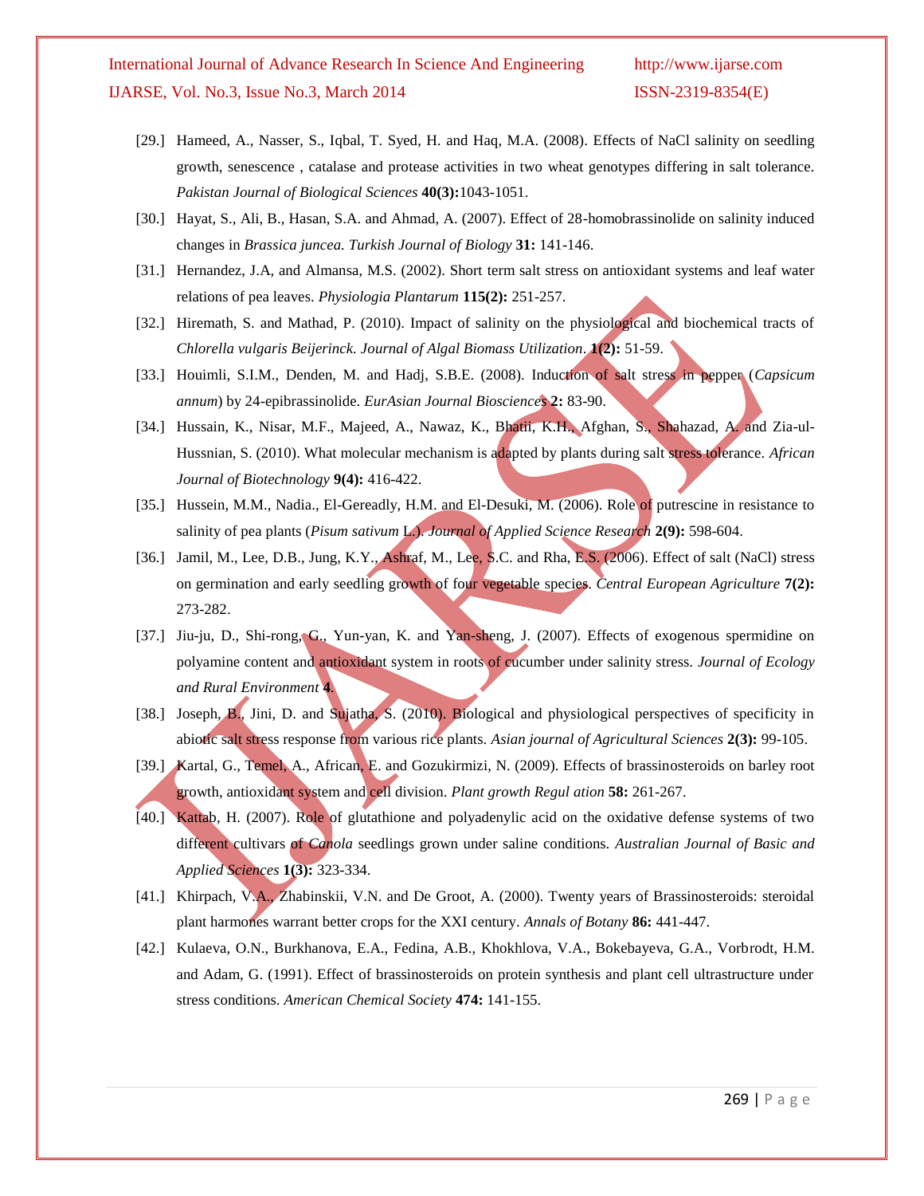[29.] Hameed, A., Nasser, S., Iqbal, T. Syed, H. and Haq, M.A. (2008). Effects of NaCl salinity on seedling growth, senescence , catalase and protease activities in two wheat genotypes differing in salt tolerance. *Pakistan Journal of Biological Sciences* **40(3):**1043-1051.

[30.] Hayat, S., Ali, B., Hasan, S.A. and Ahmad, A. (2007). Effect of 28-homobrassinolide on salinity induced changes in *Brassica juncea*. *Turkish Journal of Biology* **31:** 141-146.

[31.] Hernandez, J.A, and Almansa, M.S. (2002). Short term salt stress on antioxidant systems and leaf water relations of pea leaves. *Physiologia Plantarum* **115(2):** 251-257.

[32.] Hiremath, S. and Mathad, P. (2010). Impact of salinity on the physiological and biochemical tracts of *Chlorella vulgaris Beijerinck*. *Journal of Algal Biomass Utilization*. **1(2):** 51-59.

[33.] Houimli, S.I.M., Denden, M. and Hadj, S.B.E. (2008). Induction of salt stress in pepper (*Capsicum annum*) by 24-epibrassinolide. *EurAsian Journal Biosciences* **2:** 83-90.

[34.] Hussain, K., Nisar, M.F., Majeed, A., Nawaz, K., Bhatii, K.H., Afghan, S., Shahazad, A. and Zia-ul-Hussnian, S. (2010). What molecular mechanism is adapted by plants during salt stress tolerance. *African Journal of Biotechnology* **9(4):** 416-422.

[35.] Hussein, M.M., Nadia., El-Gereadly, H.M. and El-Desuki, M. (2006). Role of putrescine in resistance to salinity of pea plants (*Pisum sativum* L.). *Journal of Applied Science Research* **2(9):** 598-604.

[36.] Jamil, M., Lee, D.B., Jung, K.Y., Ashraf, M., Lee, S.C. and Rha, E.S. (2006). Effect of salt (NaCl) stress on germination and early seedling growth of four vegetable species. *Central European Agriculture* **7(2):** 273-282.

[37.] Jiu-ju, D., Shi-rong, G., Yun-yan, K. and Yan-sheng, J. (2007). Effects of exogenous spermidine on polyamine content and antioxidant system in roots of cucumber under salinity stress. *Journal of Ecology and Rural Environment* **4**.

[38.] Joseph, B., Jini, D. and Sujatha, S. (2010). Biological and physiological perspectives of specificity in abiotic salt stress response from various rice plants. *Asian journal of Agricultural Sciences* **2(3):** 99-105.

[39.] Kartal, G., Temel, A., African, E. and Gozukirmizi, N. (2009). Effects of brassinosteroids on barley root growth, antioxidant system and cell division. *Plant growth Regul ation* **58:** 261-267.

[40.] Kattab, H. (2007). Role of glutathione and polyadenylic acid on the oxidative defense systems of two different cultivars of *Canola* seedlings grown under saline conditions. *Australian Journal of Basic and Applied Sciences* **1(3):** 323-334.

[41.] Khirpach, V.A., Zhabinskii, V.N. and De Groot, A. (2000). Twenty years of Brassinosteroids: steroidal plant harmones warrant better crops for the XXI century. *Annals of Botany* **86:** 441-447.

[42.] Kulaeva, O.N., Burkhanova, E.A., Fedina, A.B., Khokhlova, V.A., Bokebayeva, G.A., Vorbrodt, H.M. and Adam, G. (1991). Effect of brassinosteroids on protein synthesis and plant cell ultrastructure under stress conditions. *American Chemical Society* **474:** 141-155.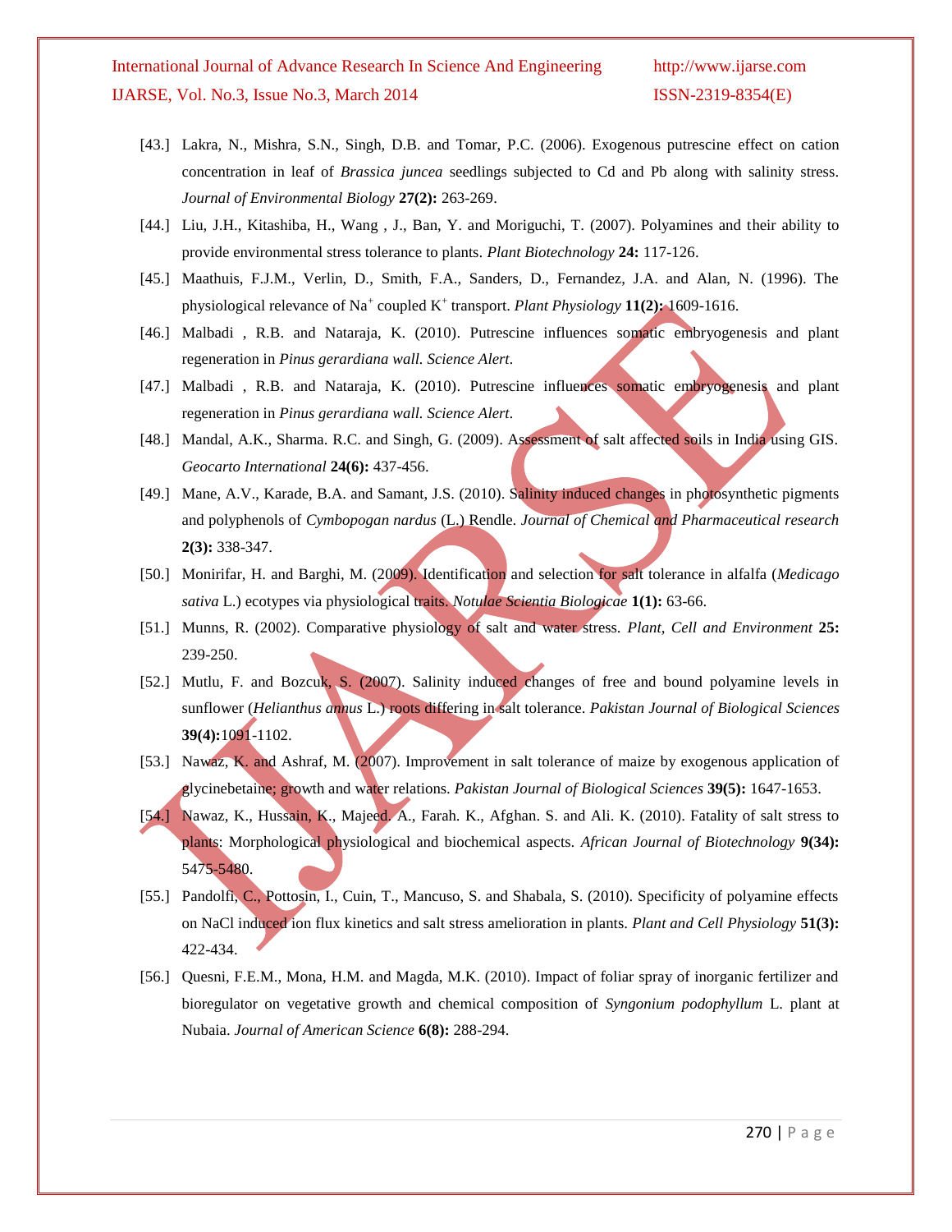[43.] Lakra, N., Mishra, S.N., Singh, D.B. and Tomar, P.C. (2006). Exogenous putrescine effect on cation concentration in leaf of *Brassica juncea* seedlings subjected to Cd and Pb along with salinity stress. *Journal of Environmental Biology* **27(2):** 263-269.

[44.] Liu, J.H., Kitashiba, H., Wang , J., Ban, Y. and Moriguchi, T. (2007). Polyamines and their ability to provide environmental stress tolerance to plants. *Plant Biotechnology* **24:** 117-126.

[45.] Maathuis, F.J.M., Verlin, D., Smith, F.A., Sanders, D., Fernandez, J.A. and Alan, N. (1996). The physiological relevance of $Na^+$ coupled $K^+$ transport. *Plant Physiology* **11(2):** 1609-1616.

[46.] Malbadi , R.B. and Nataraja, K. (2010). Putrescine influences somatic embryogenesis and plant regeneration in *Pinus gerardiana wall. Science Alert*.

[47.] Malbadi , R.B. and Nataraja, K. (2010). Putrescine influences somatic embryogenesis and plant regeneration in *Pinus gerardiana wall. Science Alert*.

[48.] Mandal, A.K., Sharma. R.C. and Singh, G. (2009). Assessment of salt affected soils in India using GIS. *Geocarto International* **24(6):** 437-456.

[49.] Mane, A.V., Karade, B.A. and Samant, J.S. (2010). Salinity induced changes in photosynthetic pigments and polyphenols of *Cymbopogan nardus* (L.) Rendle. *Journal of Chemical and Pharmaceutical research* **2(3):** 338-347.

[50.] Monirifar, H. and Barghi, M. (2009). Identification and selection for salt tolerance in alfalfa (*Medicago sativa* L.) ecotypes via physiological traits. *Notulae Scientia Biologicae* **1(1):** 63-66.

[51.] Munns, R. (2002). Comparative physiology of salt and water stress. *Plant, Cell and Environment* **25:** 239-250.

[52.] Mutlu, F. and Bozcuk, S. (2007). Salinity induced changes of free and bound polyamine levels in sunflower (*Helianthus annus* L.) roots differing in salt tolerance. *Pakistan Journal of Biological Sciences* **39(4):**1091-1102.

[53.] Nawaz, K. and Ashraf, M. (2007). Improvement in salt tolerance of maize by exogenous application of glycinebetaine; growth and water relations. *Pakistan Journal of Biological Sciences* **39(5):** 1647-1653.

[54.] Nawaz, K., Hussain, K., Majeed. A., Farah. K., Afghan. S. and Ali. K. (2010). Fatality of salt stress to plants: Morphological physiological and biochemical aspects. *African Journal of Biotechnology* **9(34):** 5475-5480.

[55.] Pandolfi, C., Pottosin, I., Cuin, T., Mancuso, S. and Shabala, S. (2010). Specificity of polyamine effects on NaCl induced ion flux kinetics and salt stress amelioration in plants. *Plant and Cell Physiology* **51(3):** 422-434.

[56.] Quesni, F.E.M., Mona, H.M. and Magda, M.K. (2010). Impact of foliar spray of inorganic fertilizer and bioregulator on vegetative growth and chemical composition of *Syngonium podophyllum* L. plant at Nubaia. *Journal of American Science* **6(8):** 288-294.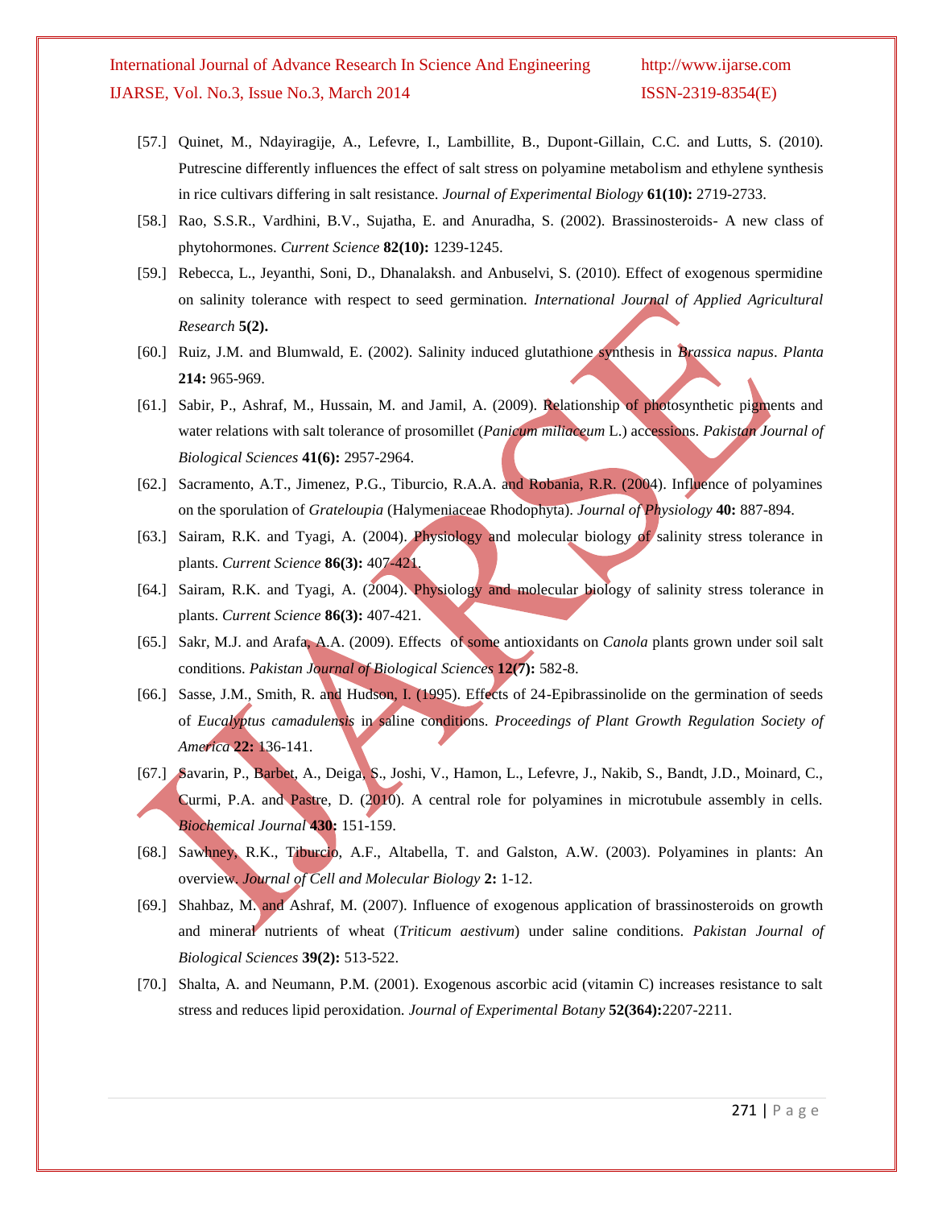[57.] Quinet, M., Ndayiragije, A., Lefevre, I., Lambillite, B., Dupont-Gillain, C.C. and Lutts, S. (2010). Putrescine differently influences the effect of salt stress on polyamine metabolism and ethylene synthesis in rice cultivars differing in salt resistance. *Journal of Experimental Biology* **61(10):** 2719-2733.

[58.] Rao, S.S.R., Vardhini, B.V., Sujatha, E. and Anuradha, S. (2002). Brassinosteroids- A new class of phytohormones. *Current Science* **82(10):** 1239-1245.

[59.] Rebecca, L., Jeyanthi, Soni, D., Dhanalaksh. and Anbuselvi, S. (2010). Effect of exogenous spermidine on salinity tolerance with respect to seed germination. *International Journal of Applied Agricultural Research* **5(2).**

[60.] Ruiz, J.M. and Blumwald, E. (2002). Salinity induced glutathione synthesis in *Brassica napus*. *Planta* **214:** 965-969.

[61.] Sabir, P., Ashraf, M., Hussain, M. and Jamil, A. (2009). Relationship of photosynthetic pigments and water relations with salt tolerance of prosomillet (*Panicum miliaceum* L.) accessions. *Pakistan Journal of Biological Sciences* **41(6):** 2957-2964.

[62.] Sacramento, A.T., Jimenez, P.G., Tiburcio, R.A.A. and Robania, R.R. (2004). Influence of polyamines on the sporulation of *Grateloupia* (Halymeniaceae Rhodophyta). *Journal of Physiology* **40:** 887-894.

[63.] Sairam, R.K. and Tyagi, A. (2004). Physiology and molecular biology of salinity stress tolerance in plants. *Current Science* **86(3):** 407-421.

[64.] Sairam, R.K. and Tyagi, A. (2004). Physiology and molecular biology of salinity stress tolerance in plants. *Current Science* **86(3):** 407-421.

[65.] Sakr, M.J. and Arafa, A.A. (2009). Effects of some antioxidants on *Canola* plants grown under soil salt conditions. *Pakistan Journal of Biological Sciences* **12(7):** 582-8.

[66.] Sasse, J.M., Smith, R. and Hudson, I. (1995). Effects of 24-Epibrassinolide on the germination of seeds of *Eucalyptus camadulensis* in saline conditions. *Proceedings of Plant Growth Regulation Society of America* **22:** 136-141.

[67.] Savarin, P., Barbet, A., Deiga, S., Joshi, V., Hamon, L., Lefevre, J., Nakib, S., Bandt, J.D., Moinard, C., Curmi, P.A. and Pastre, D. (2010). A central role for polyamines in microtubule assembly in cells. *Biochemical Journal* **430:** 151-159.

[68.] Sawhney, R.K., Tiburcio, A.F., Altabella, T. and Galston, A.W. (2003). Polyamines in plants: An overview. *Journal of Cell and Molecular Biology* **2:** 1-12.

[69.] Shahbaz, M. and Ashraf, M. (2007). Influence of exogenous application of brassinosteroids on growth and mineral nutrients of wheat (*Triticum aestivum*) under saline conditions. *Pakistan Journal of Biological Sciences* **39(2):** 513-522.

[70.] Shalta, A. and Neumann, P.M. (2001). Exogenous ascorbic acid (vitamin C) increases resistance to salt stress and reduces lipid peroxidation. *Journal of Experimental Botany* **52(364):**2207-2211.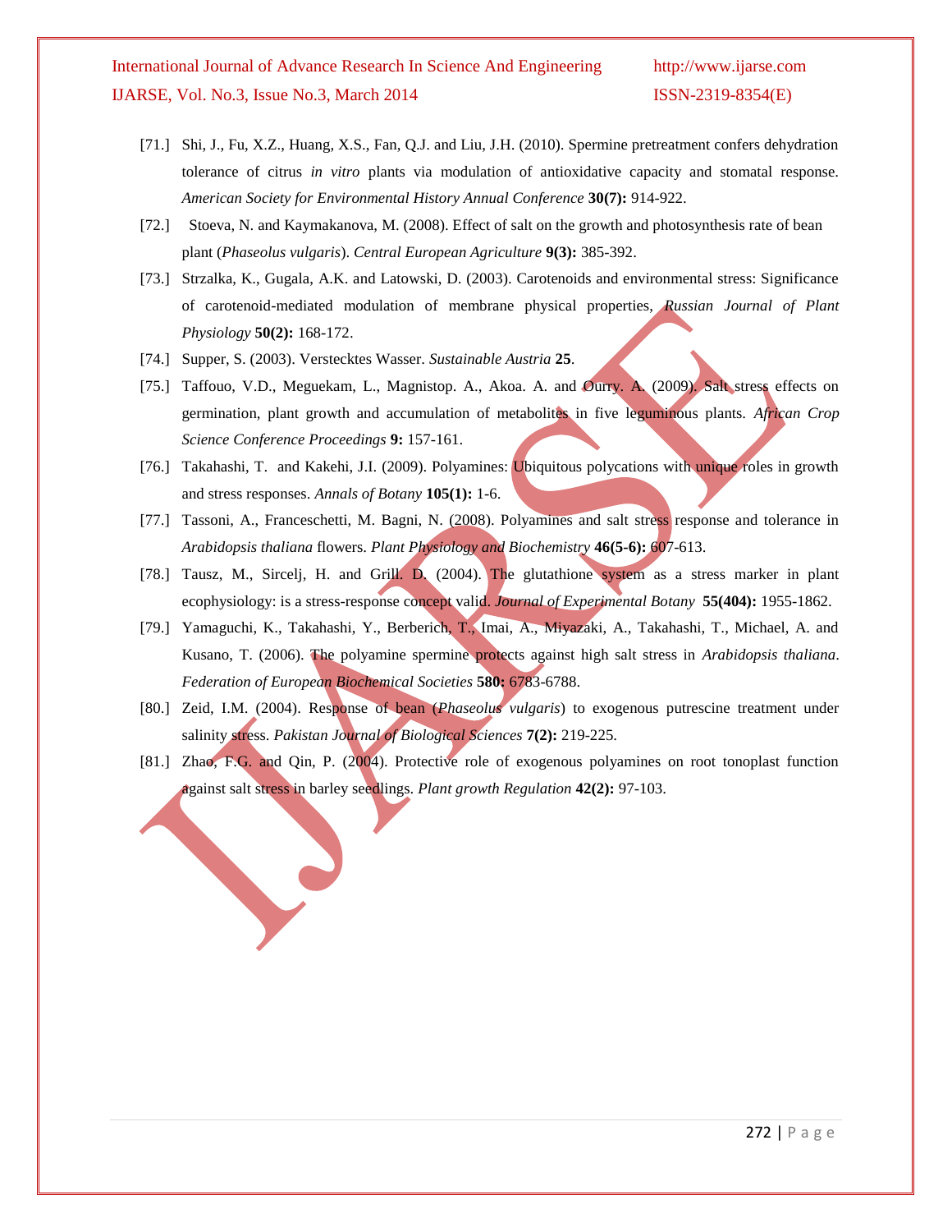[71.] Shi, J., Fu, X.Z., Huang, X.S., Fan, Q.J. and Liu, J.H. (2010). Spermine pretreatment confers dehydration tolerance of citrus *in vitro* plants via modulation of antioxidative capacity and stomatal response. *American Society for Environmental History Annual Conference* **30(7):** 914-922.

[72.] Stoeva, N. and Kaymakanova, M. (2008). Effect of salt on the growth and photosynthesis rate of bean plant (*Phaseolus vulgaris*). *Central European Agriculture* **9(3):** 385-392.

[73.] Strzalka, K., Gugala, A.K. and Latowski, D. (2003). Carotenoids and environmental stress: Significance of carotenoid-mediated modulation of membrane physical properties, *Russian Journal of Plant Physiology* **50(2):** 168-172.

[74.] Supper, S. (2003). Verstecktes Wasser. *Sustainable Austria* **25**.

[75.] Taffouo, V.D., Meguekam, L., Magnistop. A., Akoa. A. and Ourry. A. (2009). Salt stress effects on germination, plant growth and accumulation of metabolites in five leguminous plants. *African Crop Science Conference Proceedings* **9:** 157-161.

[76.] Takahashi, T. and Kakehi, J.I. (2009). Polyamines: Ubiquitous polycations with unique roles in growth and stress responses. *Annals of Botany* **105(1):** 1-6.

[77.] Tassoni, A., Franceschetti, M. Bagni, N. (2008). Polyamines and salt stress response and tolerance in *Arabidopsis thaliana* flowers. *Plant Physiology and Biochemistry* **46(5-6):** 607-613.

[78.] Tausz, M., Sircelj, H. and Grill. D. (2004). The glutathione system as a stress marker in plant ecophysiology: is a stress-response concept valid. *Journal of Experimental Botany* **55(404):** 1955-1862.

[79.] Yamaguchi, K., Takahashi, Y., Berberich, T., Imai, A., Miyazaki, A., Takahashi, T., Michael, A. and Kusano, T. (2006). The polyamine spermine protects against high salt stress in *Arabidopsis thaliana*. *Federation of European Biochemical Societies* **580:** 6783-6788.

[80.] Zeid, I.M. (2004). Response of bean (*Phaseolus vulgaris*) to exogenous putrescine treatment under salinity stress. *Pakistan Journal of Biological Sciences* **7(2):** 219-225.

[81.] Zhao, F.G. and Qin, P. (2004). Protective role of exogenous polyamines on root tonoplast function against salt stress in barley seedlings. *Plant growth Regulation* **42(2):** 97-103.